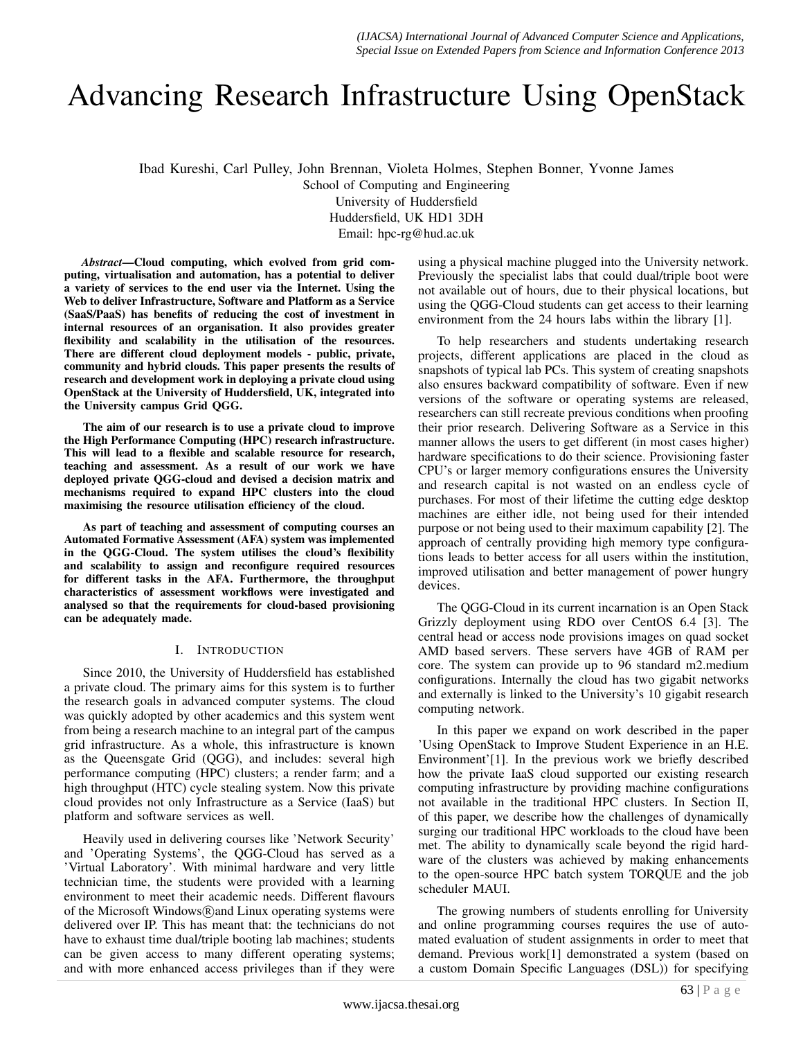# Advancing Research Infrastructure Using OpenStack

Ibad Kureshi, Carl Pulley, John Brennan, Violeta Holmes, Stephen Bonner, Yvonne James
School of Computing and Engineering
University of Huddersfield
Huddersfield, UK HD1 3DH
Email: hpc-rg@hud.ac.uk

***Abstract*—Cloud computing, which evolved from grid computing, virtualisation and automation, has a potential to deliver a variety of services to the end user via the Internet. Using the Web to deliver Infrastructure, Software and Platform as a Service (SaaS/PaaS) has benefits of reducing the cost of investment in internal resources of an organisation. It also provides greater flexibility and scalability in the utilisation of the resources. There are different cloud deployment models - public, private, community and hybrid clouds. This paper presents the results of research and development work in deploying a private cloud using OpenStack at the University of Huddersfield, UK, integrated into the University campus Grid QGG.**

**The aim of our research is to use a private cloud to improve the High Performance Computing (HPC) research infrastructure. This will lead to a flexible and scalable resource for research, teaching and assessment. As a result of our work we have deployed private QGG-cloud and devised a decision matrix and mechanisms required to expand HPC clusters into the cloud maximising the resource utilisation efficiency of the cloud.**

**As part of teaching and assessment of computing courses an Automated Formative Assessment (AFA) system was implemented in the QGG-Cloud. The system utilises the cloud's flexibility and scalability to assign and reconfigure required resources for different tasks in the AFA. Furthermore, the throughput characteristics of assessment workflows were investigated and analysed so that the requirements for cloud-based provisioning can be adequately made.**

## I. Introduction

Since 2010, the University of Huddersfield has established a private cloud. The primary aims for this system is to further the research goals in advanced computer systems. The cloud was quickly adopted by other academics and this system went from being a research machine to an integral part of the campus grid infrastructure. As a whole, this infrastructure is known as the Queensgate Grid (QGG), and includes: several high performance computing (HPC) clusters; a render farm; and a high throughput (HTC) cycle stealing system. Now this private cloud provides not only Infrastructure as a Service (IaaS) but platform and software services as well.

Heavily used in delivering courses like 'Network Security' and 'Operating Systems', the QGG-Cloud has served as a 'Virtual Laboratory'. With minimal hardware and very little technician time, the students were provided with a learning environment to meet their academic needs. Different flavours of the Microsoft Windows®and Linux operating systems were delivered over IP. This has meant that: the technicians do not have to exhaust time dual/triple booting lab machines; students can be given access to many different operating systems; and with more enhanced access privileges than if they were using a physical machine plugged into the University network. Previously the specialist labs that could dual/triple boot were not available out of hours, due to their physical locations, but using the QGG-Cloud students can get access to their learning environment from the 24 hours labs within the library [1].

To help researchers and students undertaking research projects, different applications are placed in the cloud as snapshots of typical lab PCs. This system of creating snapshots also ensures backward compatibility of software. Even if new versions of the software or operating systems are released, researchers can still recreate previous conditions when proofing their prior research. Delivering Software as a Service in this manner allows the users to get different (in most cases higher) hardware specifications to do their science. Provisioning faster CPU's or larger memory configurations ensures the University and research capital is not wasted on an endless cycle of purchases. For most of their lifetime the cutting edge desktop machines are either idle, not being used for their intended purpose or not being used to their maximum capability [2]. The approach of centrally providing high memory type configurations leads to better access for all users within the institution, improved utilisation and better management of power hungry devices.

The QGG-Cloud in its current incarnation is an Open Stack Grizzly deployment using RDO over CentOS 6.4 [3]. The central head or access node provisions images on quad socket AMD based servers. These servers have 4GB of RAM per core. The system can provide up to 96 standard m2.medium configurations. Internally the cloud has two gigabit networks and externally is linked to the University's 10 gigabit research computing network.

In this paper we expand on work described in the paper 'Using OpenStack to Improve Student Experience in an H.E. Environment'[1]. In the previous work we briefly described how the private IaaS cloud supported our existing research computing infrastructure by providing machine configurations not available in the traditional HPC clusters. In Section II, of this paper, we describe how the challenges of dynamically surging our traditional HPC workloads to the cloud have been met. The ability to dynamically scale beyond the rigid hardware of the clusters was achieved by making enhancements to the open-source HPC batch system TORQUE and the job scheduler MAUI.

The growing numbers of students enrolling for University and online programming courses requires the use of automated evaluation of student assignments in order to meet that demand. Previous work[1] demonstrated a system (based on a custom Domain Specific Languages (DSL)) for specifying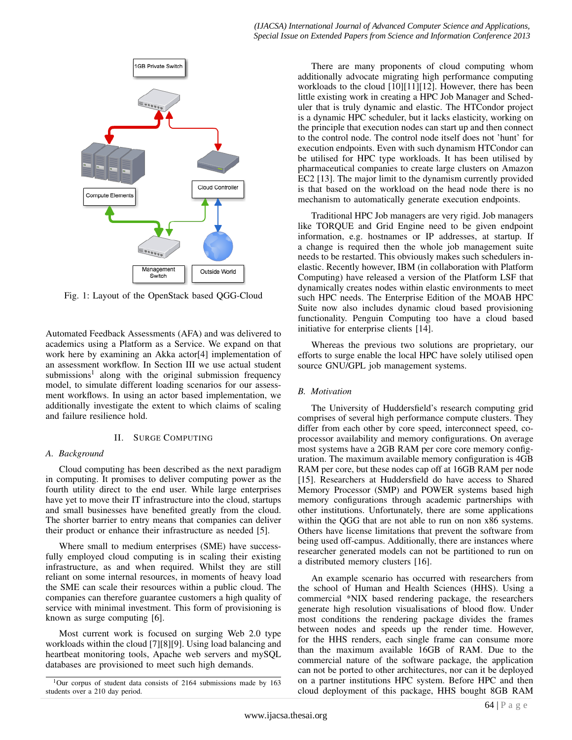Fig. 1: Layout of the OpenStack based QGG-Cloud

Automated Feedback Assessments (AFA) and was delivered to academics using a Platform as a Service. We expand on that work here by examining an Akka actor[4] implementation of an assessment workflow. In Section III we use actual student submissions[1] along with the original submission frequency model, to simulate different loading scenarios for our assessment workflows. In using an actor based implementation, we additionally investigate the extent to which claims of scaling and failure resilience hold.

## II. Surge Computing

### A. Background

Cloud computing has been described as the next paradigm in computing. It promises to deliver computing power as the fourth utility direct to the end user. While large enterprises have yet to move their IT infrastructure into the cloud, startups and small businesses have benefited greatly from the cloud. The shorter barrier to entry means that companies can deliver their product or enhance their infrastructure as needed [5].

Where small to medium enterprises (SME) have successfully employed cloud computing is in scaling their existing infrastructure, as and when required. Whilst they are still reliant on some internal resources, in moments of heavy load the SME can scale their resources within a public cloud. The companies can therefore guarantee customers a high quality of service with minimal investment. This form of provisioning is known as surge computing [6].

Most current work is focused on surging Web 2.0 type workloads within the cloud [7][8][9]. Using load balancing and heartbeat monitoring tools, Apache web servers and mySQL databases are provisioned to meet such high demands.

[1] Our corpus of student data consists of 2164 submissions made by 163 students over a 210 day period.

There are many proponents of cloud computing whom additionally advocate migrating high performance computing workloads to the cloud [10][11][12]. However, there has been little existing work in creating a HPC Job Manager and Scheduler that is truly dynamic and elastic. The HTCondor project is a dynamic HPC scheduler, but it lacks elasticity, working on the principle that execution nodes can start up and then connect to the control node. The control node itself does not 'hunt' for execution endpoints. Even with such dynamism HTCondor can be utilised for HPC type workloads. It has been utilised by pharmaceutical companies to create large clusters on Amazon EC2 [13]. The major limit to the dynamism currently provided is that based on the workload on the head node there is no mechanism to automatically generate execution endpoints.

Traditional HPC Job managers are very rigid. Job managers like TORQUE and Grid Engine need to be given endpoint information, e.g. hostnames or IP addresses, at startup. If a change is required then the whole job management suite needs to be restarted. This obviously makes such schedulers inelastic. Recently however, IBM (in collaboration with Platform Computing) have released a version of the Platform LSF that dynamically creates nodes within elastic environments to meet such HPC needs. The Enterprise Edition of the MOAB HPC Suite now also includes dynamic cloud based provisioning functionality. Penguin Computing too have a cloud based initiative for enterprise clients [14].

Whereas the previous two solutions are proprietary, our efforts to surge enable the local HPC have solely utilised open source GNU/GPL job management systems.

### B. Motivation

The University of Huddersfield's research computing grid comprises of several high performance compute clusters. They differ from each other by core speed, interconnect speed, coprocessor availability and memory configurations. On average most systems have a 2GB RAM per core core memory configuration. The maximum available memory configuration is 4GB RAM per core, but these nodes cap off at 16GB RAM per node [15]. Researchers at Huddersfield do have access to Shared Memory Processor (SMP) and POWER systems based high memory configurations through academic partnerships with other institutions. Unfortunately, there are some applications within the QGG that are not able to run on non x86 systems. Others have license limitations that prevent the software from being used off-campus. Additionally, there are instances where researcher generated models can not be partitioned to run on a distributed memory clusters [16].

An example scenario has occurred with researchers from the school of Human and Health Sciences (HHS). Using a commercial *NIX based rendering package, the researchers generate high resolution visualisations of blood flow. Under most conditions the rendering package divides the frames between nodes and speeds up the render time. However, for the HHS renders, each single frame can consume more than the maximum available 16GB of RAM. Due to the commercial nature of the software package, the application can not be ported to other architectures, nor can it be deployed on a partner institutions HPC system. Before HPC and then cloud deployment of this package, HHS bought 8GB RAM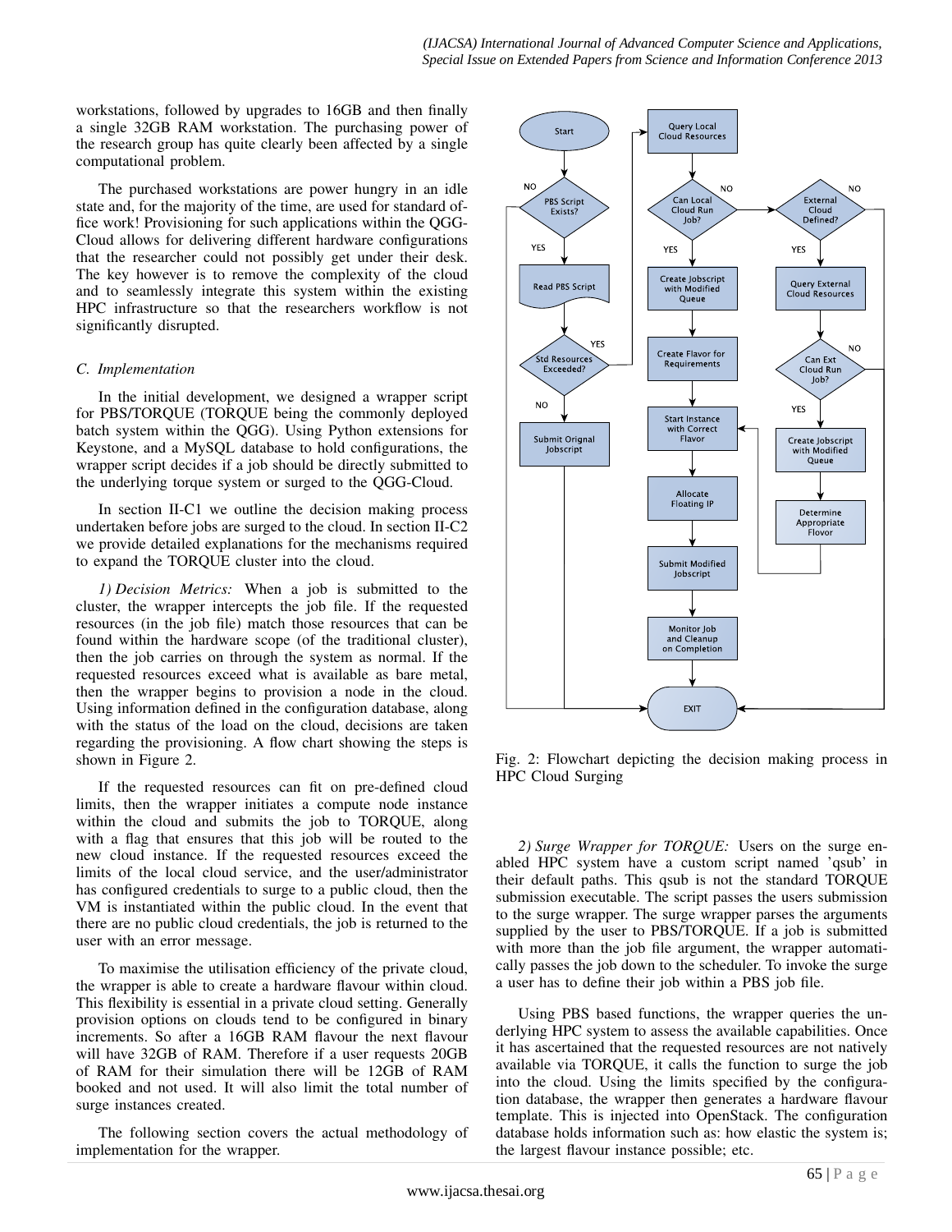workstations, followed by upgrades to 16GB and then finally a single 32GB RAM workstation. The purchasing power of the research group has quite clearly been affected by a single computational problem.

The purchased workstations are power hungry in an idle state and, for the majority of the time, are used for standard office work! Provisioning for such applications within the QGG-Cloud allows for delivering different hardware configurations that the researcher could not possibly get under their desk. The key however is to remove the complexity of the cloud and to seamlessly integrate this system within the existing HPC infrastructure so that the researchers workflow is not significantly disrupted.

### C. Implementation

In the initial development, we designed a wrapper script for PBS/TORQUE (TORQUE being the commonly deployed batch system within the QGG). Using Python extensions for Keystone, and a MySQL database to hold configurations, the wrapper script decides if a job should be directly submitted to the underlying torque system or surged to the QGG-Cloud.

In section II-C1 we outline the decision making process undertaken before jobs are surged to the cloud. In section II-C2 we provide detailed explanations for the mechanisms required to expand the TORQUE cluster into the cloud.

*1) Decision Metrics:* When a job is submitted to the cluster, the wrapper intercepts the job file. If the requested resources (in the job file) match those resources that can be found within the hardware scope (of the traditional cluster), then the job carries on through the system as normal. If the requested resources exceed what is available as bare metal, then the wrapper begins to provision a node in the cloud. Using information defined in the configuration database, along with the status of the load on the cloud, decisions are taken regarding the provisioning. A flow chart showing the steps is shown in Figure 2.

If the requested resources can fit on pre-defined cloud limits, then the wrapper initiates a compute node instance within the cloud and submits the job to TORQUE, along with a flag that ensures that this job will be routed to the new cloud instance. If the requested resources exceed the limits of the local cloud service, and the user/administrator has configured credentials to surge to a public cloud, then the VM is instantiated within the public cloud. In the event that there are no public cloud credentials, the job is returned to the user with an error message.

To maximise the utilisation efficiency of the private cloud, the wrapper is able to create a hardware flavour within cloud. This flexibility is essential in a private cloud setting. Generally provision options on clouds tend to be configured in binary increments. So after a 16GB RAM flavour the next flavour will have 32GB of RAM. Therefore if a user requests 20GB of RAM for their simulation there will be 12GB of RAM booked and not used. It will also limit the total number of surge instances created.

The following section covers the actual methodology of implementation for the wrapper.

Fig. 2: Flowchart depicting the decision making process in HPC Cloud Surging

*2) Surge Wrapper for TORQUE:* Users on the surge enabled HPC system have a custom script named 'qsub' in their default paths. This qsub is not the standard TORQUE submission executable. The script passes the users submission to the surge wrapper. The surge wrapper parses the arguments supplied by the user to PBS/TORQUE. If a job is submitted with more than the job file argument, the wrapper automatically passes the job down to the scheduler. To invoke the surge a user has to define their job within a PBS job file.

Using PBS based functions, the wrapper queries the underlying HPC system to assess the available capabilities. Once it has ascertained that the requested resources are not natively available via TORQUE, it calls the function to surge the job into the cloud. Using the limits specified by the configuration database, the wrapper then generates a hardware flavour template. This is injected into OpenStack. The configuration database holds information such as: how elastic the system is; the largest flavour instance possible; etc.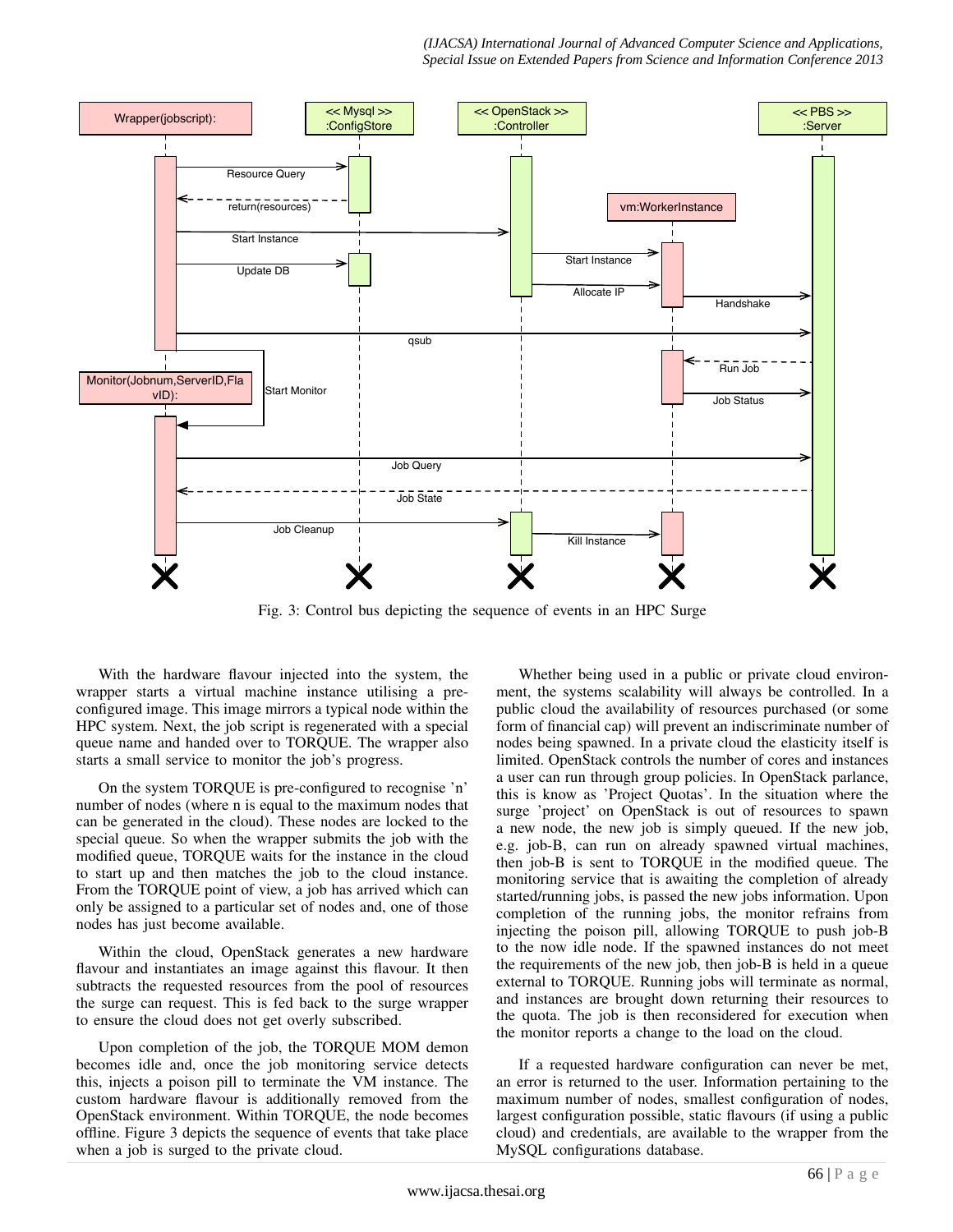Fig. 3: Control bus depicting the sequence of events in an HPC Surge

With the hardware flavour injected into the system, the wrapper starts a virtual machine instance utilising a pre-configured image. This image mirrors a typical node within the HPC system. Next, the job script is regenerated with a special queue name and handed over to TORQUE. The wrapper also starts a small service to monitor the job's progress.

On the system TORQUE is pre-configured to recognise 'n' number of nodes (where n is equal to the maximum nodes that can be generated in the cloud). These nodes are locked to the special queue. So when the wrapper submits the job with the modified queue, TORQUE waits for the instance in the cloud to start up and then matches the job to the cloud instance. From the TORQUE point of view, a job has arrived which can only be assigned to a particular set of nodes and, one of those nodes has just become available.

Within the cloud, OpenStack generates a new hardware flavour and instantiates an image against this flavour. It then subtracts the requested resources from the pool of resources the surge can request. This is fed back to the surge wrapper to ensure the cloud does not get overly subscribed.

Upon completion of the job, the TORQUE MOM demon becomes idle and, once the job monitoring service detects this, injects a poison pill to terminate the VM instance. The custom hardware flavour is additionally removed from the OpenStack environment. Within TORQUE, the node becomes offline. Figure 3 depicts the sequence of events that take place when a job is surged to the private cloud.

Whether being used in a public or private cloud environment, the systems scalability will always be controlled. In a public cloud the availability of resources purchased (or some form of financial cap) will prevent an indiscriminate number of nodes being spawned. In a private cloud the elasticity itself is limited. OpenStack controls the number of cores and instances a user can run through group policies. In OpenStack parlance, this is know as 'Project Quotas'. In the situation where the surge 'project' on OpenStack is out of resources to spawn a new node, the new job is simply queued. If the new job, e.g. job-B, can run on already spawned virtual machines, then job-B is sent to TORQUE in the modified queue. The monitoring service that is awaiting the completion of already started/running jobs, is passed the new job information. Upon completion of the running jobs, the monitor refrains from injecting the poison pill, allowing TORQUE to push job-B to the now idle node. If the spawned instances do not meet the requirements of the new job, then job-B is held in a queue external to TORQUE. Running jobs will terminate as normal, and instances are brought down returning their resources to the quota. The job is then reconsidered for execution when the monitor reports a change to the load on the cloud.

If a requested hardware configuration can never be met, an error is returned to the user. Information pertaining to the maximum number of nodes, smallest configuration of nodes, largest configuration possible, static flavours (if using a public cloud) and credentials, are available to the wrapper from the MySQL configurations database.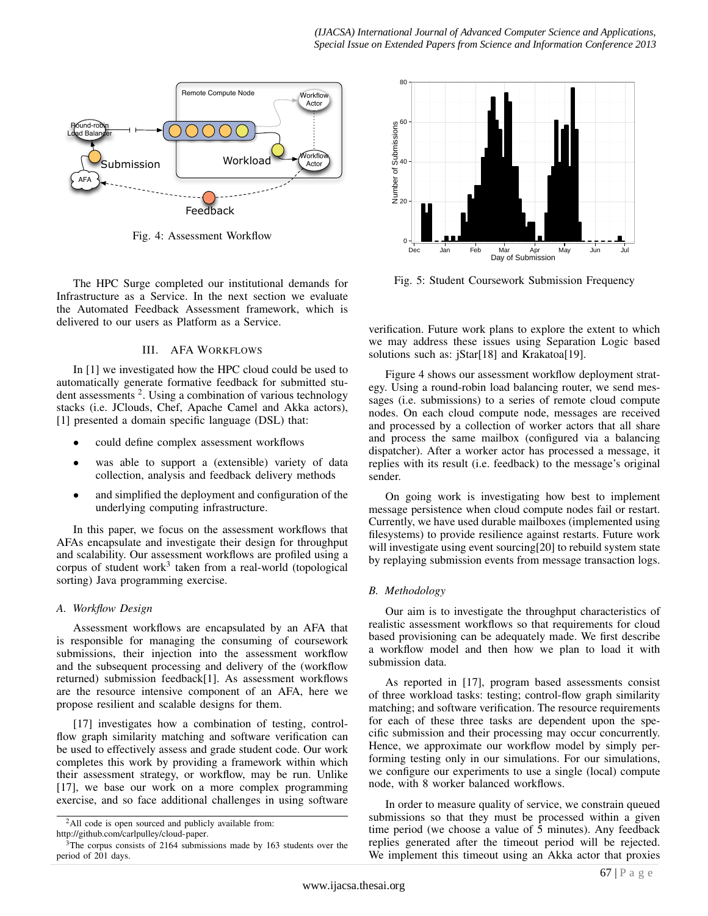Fig. 4: Assessment Workflow

The HPC Surge completed our institutional demands for Infrastructure as a Service. In the next section we evaluate the Automated Feedback Assessment framework, which is delivered to our users as Platform as a Service.

## III. AFA Workflows

In [1] we investigated how the HPC cloud could be used to automatically generate formative feedback for submitted student assessments [2]. Using a combination of various technology stacks (i.e. JClouds, Chef, Apache Camel and Akka actors), [1] presented a domain specific language (DSL) that:

- could define complex assessment workflows
- was able to support a (extensible) variety of data collection, analysis and feedback delivery methods
- and simplified the deployment and configuration of the underlying computing infrastructure.

In this paper, we focus on the assessment workflows that AFAs encapsulate and investigate their design for throughput and scalability. Our assessment workflows are profiled using a corpus of student work[3] taken from a real-world (topological sorting) Java programming exercise.

### A. Workflow Design

Assessment workflows are encapsulated by an AFA that is responsible for managing the consuming of coursework submissions, their injection into the assessment workflow and the subsequent processing and delivery of the (workflow returned) submission feedback[1]. As assessment workflows are the resource intensive component of an AFA, here we propose resilient and scalable designs for them.

[17] investigates how a combination of testing, control-flow graph similarity matching and software verification can be used to effectively assess and grade student code. Our work completes this work by providing a framework within which their assessment strategy, or workflow, may be run. Unlike [17], we base our work on a more complex programming exercise, and so face additional challenges in using software verification. Future work plans to explore the extent to which we may address these issues using Separation Logic based solutions such as: jStar[18] and Krakatoa[19].

Figure 4 shows our assessment workflow deployment strategy. Using a round-robin load balancing router, we send messages (i.e. submissions) to a series of remote cloud compute nodes. On each cloud compute node, messages are received and processed by a collection of worker actors that all share and process the same mailbox (configured via a balancing dispatcher). After a worker actor has processed a message, it replies with its result (i.e. feedback) to the message's original sender.

On going work is investigating how best to implement message persistence when cloud compute nodes fail or restart. Currently, we have used durable mailboxes (implemented using filesystems) to provide resilience against restarts. Future work will investigate using event sourcing[20] to rebuild system state by replaying submission events from message transaction logs.

Fig. 5: Student Coursework Submission Frequency

### B. Methodology

Our aim is to investigate the throughput characteristics of realistic assessment workflows so that requirements for cloud based provisioning can be adequately made. We first describe a workflow model and then how we plan to load it with submission data.

As reported in [17], program based assessments consist of three workload tasks: testing; control-flow graph similarity matching; and software verification. The resource requirements for each of these three tasks are dependent upon the specific submission and their processing may occur concurrently. Hence, we approximate our workflow model by simply performing testing only in our simulations. For our simulations, we configure our experiments to use a single (local) compute node, with 8 worker balanced workflows.

In order to measure quality of service, we constrain queued submissions so that they must be processed within a given time period (we choose a value of 5 minutes). Any feedback replies generated after the timeout period will be rejected. We implement this timeout using an Akka actor that proxies

---

[2] All code is open sourced and publicly available from: http://github.com/carlpulley/cloud-paper.

[3] The corpus consists of 2164 submissions made by 163 students over the period of 201 days.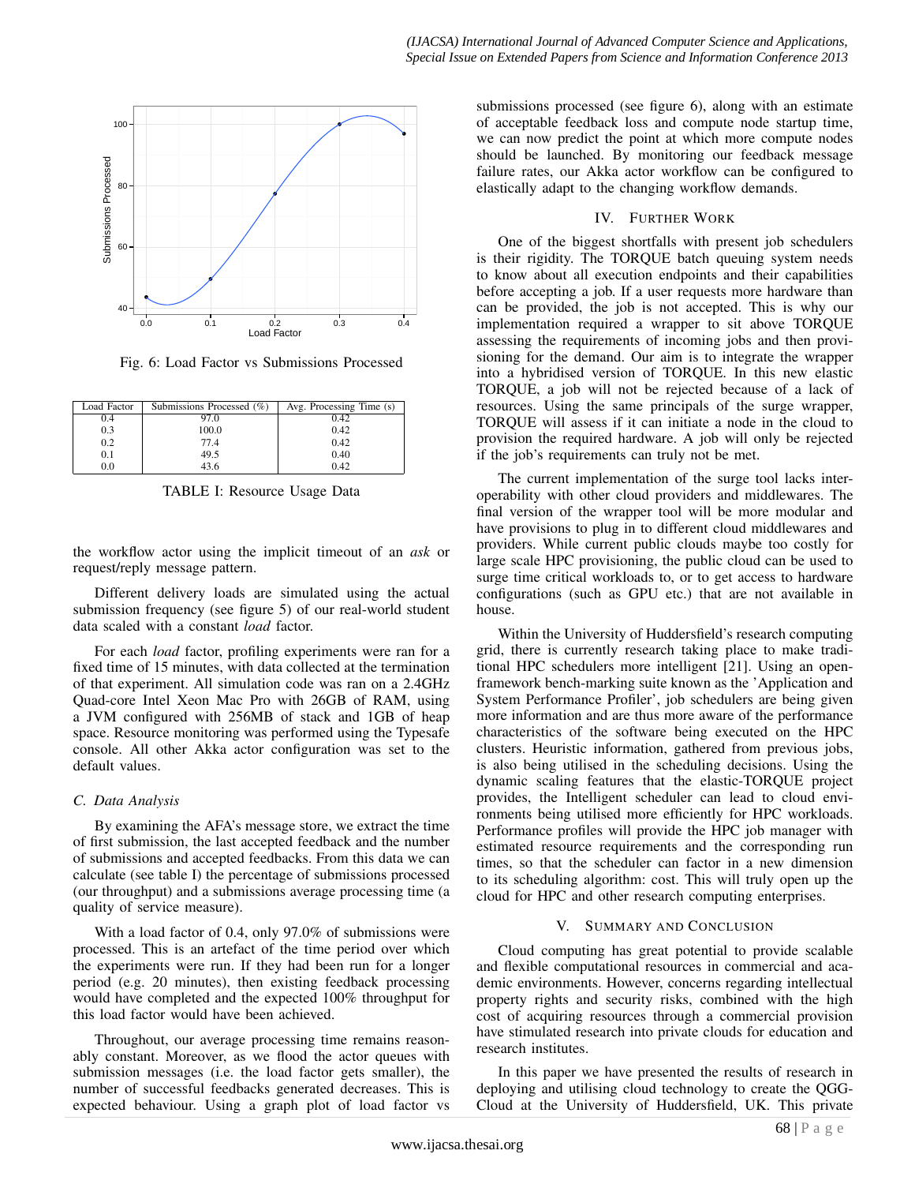Fig. 6: Load Factor vs Submissions Processed

| Load Factor | Submissions Processed (%) | Avg. Processing Time (s) |
|---|---|---|
| 0.4 | 97.0 | 0.42 |
| 0.3 | 100.0 | 0.42 |
| 0.2 | 77.4 | 0.42 |
| 0.1 | 49.5 | 0.40 |
| 0.0 | 43.6 | 0.42 |

TABLE I: Resource Usage Data

the workflow actor using the implicit timeout of an *ask* or request/reply message pattern.

Different delivery loads are simulated using the actual submission frequency (see figure 5) of our real-world student data scaled with a constant *load* factor.

For each *load* factor, profiling experiments were ran for a fixed time of 15 minutes, with data collected at the termination of that experiment. All simulation code was ran on a 2.4GHz Quad-core Intel Xeon Mac Pro with 26GB of RAM, using a JVM configured with 256MB of stack and 1GB of heap space. Resource monitoring was performed using the Typesafe console. All other Akka actor configuration was set to the default values.

### C. Data Analysis

By examining the AFA's message store, we extract the time of first submission, the last accepted feedback and the number of submissions and accepted feedbacks. From this data we can calculate (see table I) the percentage of submissions processed (our throughput) and a submissions average processing time (a quality of service measure).

With a load factor of 0.4, only 97.0% of submissions were processed. This is an artefact of the time period over which the experiments were run. If they had been run for a longer period (e.g. 20 minutes), then existing feedback processing would have completed and the expected 100% throughput for this load factor would have been achieved.

Throughout, our average processing time remains reasonably constant. Moreover, as we flood the actor queues with submission messages (i.e. the load factor gets smaller), the number of successful feedbacks generated decreases. This is expected behaviour. Using a graph plot of load factor vs submissions processed (see figure 6), along with an estimate of acceptable feedback loss and compute node startup time, we can now predict the point at which more compute nodes should be launched. By monitoring our feedback message failure rates, our Akka actor workflow can be configured to elastically adapt to the changing workflow demands.

## IV. Further Work

One of the biggest shortfalls with present job schedulers is their rigidity. The TORQUE batch queuing system needs to know about all execution endpoints and their capabilities before accepting a job. If a user requests more hardware than can be provided, the job is not accepted. This is why our implementation required a wrapper to sit above TORQUE assessing the requirements of incoming jobs and then provisioning for the demand. Our aim is to integrate the wrapper into a hybridised version of TORQUE. In this new elastic TORQUE, a job will not be rejected because of a lack of resources. Using the same principals of the surge wrapper, TORQUE will assess if it can initiate a node in the cloud to provision the required hardware. A job will only be rejected if the job's requirements can truly not be met.

The current implementation of the surge tool lacks interoperability with other cloud providers and middlewares. The final version of the wrapper tool will be more modular and have provisions to plug in to different cloud middlewares and providers. While current public clouds maybe too costly for large scale HPC provisioning, the public cloud can be used to surge time critical workloads to, or to get access to hardware configurations (such as GPU etc.) that are not available in house.

Within the University of Huddersfield's research computing grid, there is currently research taking place to make traditional HPC schedulers more intelligent [21]. Using an open-framework bench-marking suite known as the 'Application and System Performance Profiler', job schedulers are being given more information and are thus more aware of the performance characteristics of the software being executed on the HPC clusters. Heuristic information, gathered from previous jobs, is also being utilised in the scheduling decisions. Using the dynamic scaling features that the elastic-TORQUE project provides, the Intelligent scheduler can lead to cloud environments being utilised more efficiently for HPC workloads. Performance profiles will provide the HPC job manager with estimated resource requirements and the corresponding run times, so that the scheduler can factor in a new dimension to its scheduling algorithm: cost. This will truly open up the cloud for HPC and other research computing enterprises.

## V. Summary and Conclusion

Cloud computing has great potential to provide scalable and flexible computational resources in commercial and academic environments. However, concerns regarding intellectual property rights and security risks, combined with the high cost of acquiring resources through a commercial provision have stimulated research into private clouds for education and research institutes.

In this paper we have presented the results of research in deploying and utilising cloud technology to create the QGG-Cloud at the University of Huddersfield, UK. This private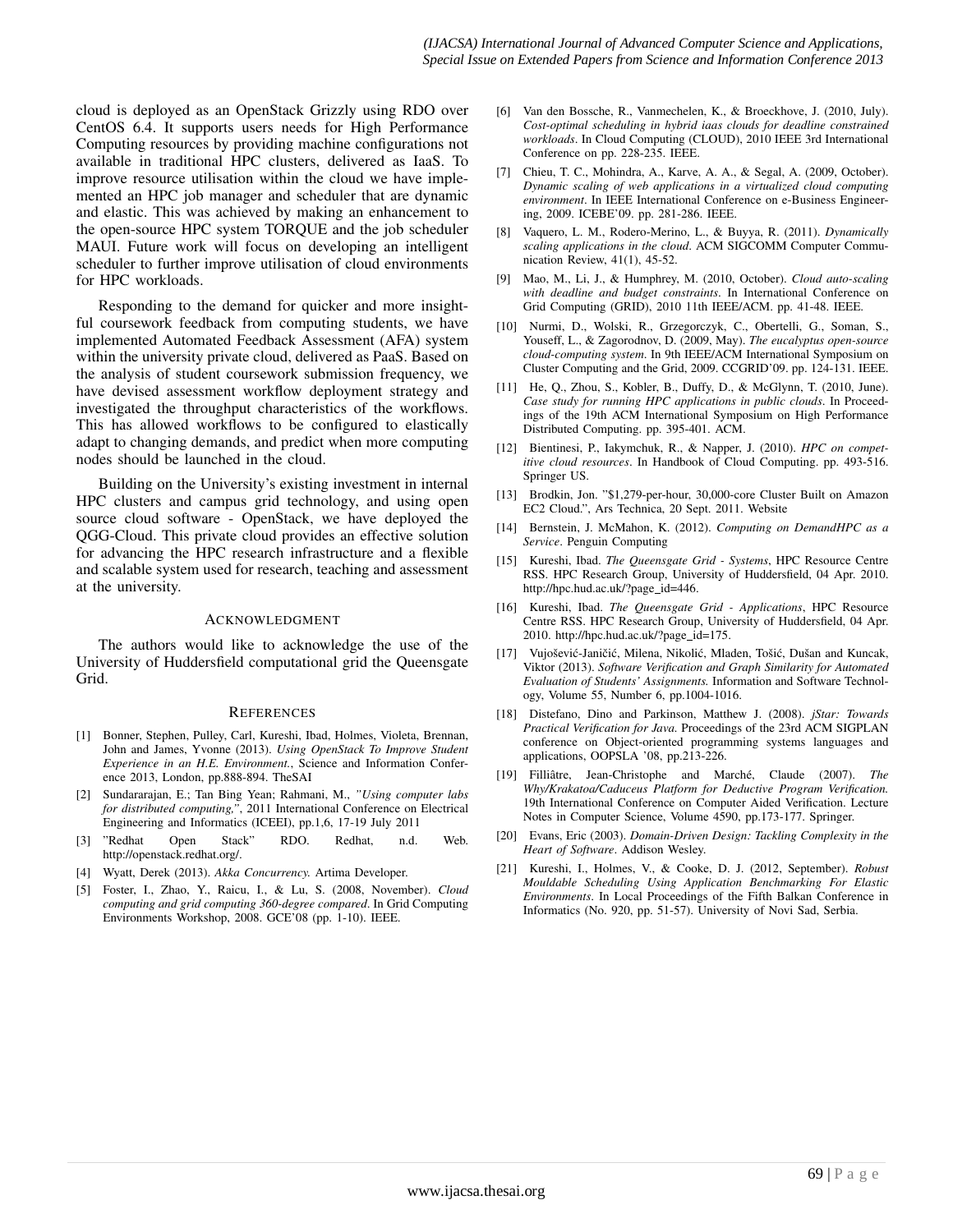cloud is deployed as an OpenStack Grizzly using RDO over CentOS 6.4. It supports users needs for High Performance Computing resources by providing machine configurations not available in traditional HPC clusters, delivered as IaaS. To improve resource utilisation within the cloud we have implemented an HPC job manager and scheduler that are dynamic and elastic. This was achieved by making an enhancement to the open-source HPC system TORQUE and the job scheduler MAUI. Future work will focus on developing an intelligent scheduler to further improve utilisation of cloud environments for HPC workloads.

Responding to the demand for quicker and more insightful coursework feedback from computing students, we have implemented Automated Feedback Assessment (AFA) system within the university private cloud, delivered as PaaS. Based on the analysis of student coursework submission frequency, we have devised assessment workflow deployment strategy and investigated the throughput characteristics of the workflows. This has allowed workflows to be configured to elastically adapt to changing demands, and predict when more computing nodes should be launched in the cloud.

Building on the University's existing investment in internal HPC clusters and campus grid technology, and using open source cloud software - OpenStack, we have deployed the QGG-Cloud. This private cloud provides an effective solution for advancing the HPC research infrastructure and a flexible and scalable system used for research, teaching and assessment at the university.

## ACKNOWLEDGMENT

The authors would like to acknowledge the use of the University of Huddersfield computational grid the Queensgate Grid.

## REFERENCES

[1] Bonner, Stephen, Pulley, Carl, Kureshi, Ibad, Holmes, Violeta, Brennan, John and James, Yvonne (2013). *Using OpenStack To Improve Student Experience in an H.E. Environment.*, Science and Information Conference 2013, London, pp.888-894. TheSAI

[2] Sundararajan, E.; Tan Bing Yean; Rahmani, M., *"Using computer labs for distributed computing,"*, 2011 International Conference on Electrical Engineering and Informatics (ICEEI), pp.1,6, 17-19 July 2011

[3] "Redhat Open Stack" RDO. Redhat, n.d. Web. http://openstack.redhat.org/.

[4] Wyatt, Derek (2013). *Akka Concurrency.* Artima Developer.

[5] Foster, I., Zhao, Y., Raicu, I., & Lu, S. (2008, November). *Cloud computing and grid computing 360-degree compared*. In Grid Computing Environments Workshop, 2008. GCE'08 (pp. 1-10). IEEE.

[6] Van den Bossche, R., Vanmechelen, K., & Broeckhove, J. (2010, July). *Cost-optimal scheduling in hybrid iaas clouds for deadline constrained workloads*. In Cloud Computing (CLOUD), 2010 IEEE 3rd International Conference on pp. 228-235. IEEE.

[7] Chieu, T. C., Mohindra, A., Karve, A. A., & Segal, A. (2009, October). *Dynamic scaling of web applications in a virtualized cloud computing environment*. In IEEE International Conference on e-Business Engineering, 2009. ICEBE'09. pp. 281-286. IEEE.

[8] Vaquero, L. M., Rodero-Merino, L., & Buyya, R. (2011). *Dynamically scaling applications in the cloud*. ACM SIGCOMM Computer Communication Review, 41(1), 45-52.

[9] Mao, M., Li, J., & Humphrey, M. (2010, October). *Cloud auto-scaling with deadline and budget constraints*. In International Conference on Grid Computing (GRID), 2010 11th IEEE/ACM. pp. 41-48. IEEE.

[10] Nurmi, D., Wolski, R., Grzegorczyk, C., Obertelli, G., Soman, S., Youseff, L., & Zagorodnov, D. (2009, May). *The eucalyptus open-source cloud-computing system*. In 9th IEEE/ACM International Symposium on Cluster Computing and the Grid, 2009. CCGRID'09. pp. 124-131. IEEE.

[11] He, Q., Zhou, S., Kobler, B., Duffy, D., & McGlynn, T. (2010, June). *Case study for running HPC applications in public clouds*. In Proceedings of the 19th ACM International Symposium on High Performance Distributed Computing. pp. 395-401. ACM.

[12] Bientinesi, P., Iakymchuk, R., & Napper, J. (2010). *HPC on competitive cloud resources*. In Handbook of Cloud Computing. pp. 493-516. Springer US.

[13] Brodkin, Jon. "$1,279-per-hour, 30,000-core Cluster Built on Amazon EC2 Cloud.", Ars Technica, 20 Sept. 2011. Website

[14] Bernstein, J. McMahon, K. (2012). *Computing on DemandHPC as a Service*. Penguin Computing

[15] Kureshi, Ibad. *The Queensgate Grid - Systems*, HPC Resource Centre RSS. HPC Research Group, University of Huddersfield, 04 Apr. 2010. http://hpc.hud.ac.uk/?page_id=446.

[16] Kureshi, Ibad. *The Queensgate Grid - Applications*, HPC Resource Centre RSS. HPC Research Group, University of Huddersfield, 04 Apr. 2010. http://hpc.hud.ac.uk/?page_id=175.

[17] Vujošević-Janičić, Milena, Nikolić, Mladen, Tošić, Dušan and Kuncak, Viktor (2013). *Software Verification and Graph Similarity for Automated Evaluation of Students' Assignments.* Information and Software Technology, Volume 55, Number 6, pp.1004-1016.

[18] Distefano, Dino and Parkinson, Matthew J. (2008). *jStar: Towards Practical Verification for Java.* Proceedings of the 23rd ACM SIGPLAN conference on Object-oriented programming systems languages and applications, OOPSLA '08, pp.213-226.

[19] Filliâtre, Jean-Christophe and Marché, Claude (2007). *The Why/Krakatoa/Caduceus Platform for Deductive Program Verification.* 19th International Conference on Computer Aided Verification. Lecture Notes in Computer Science, Volume 4590, pp.173-177. Springer.

[20] Evans, Eric (2003). *Domain-Driven Design: Tackling Complexity in the Heart of Software*. Addison Wesley.

[21] Kureshi, I., Holmes, V., & Cooke, D. J. (2012, September). *Robust Mouldable Scheduling Using Application Benchmarking For Elastic Environments*. In Local Proceedings of the Fifth Balkan Conference in Informatics (No. 920, pp. 51-57). University of Novi Sad, Serbia.